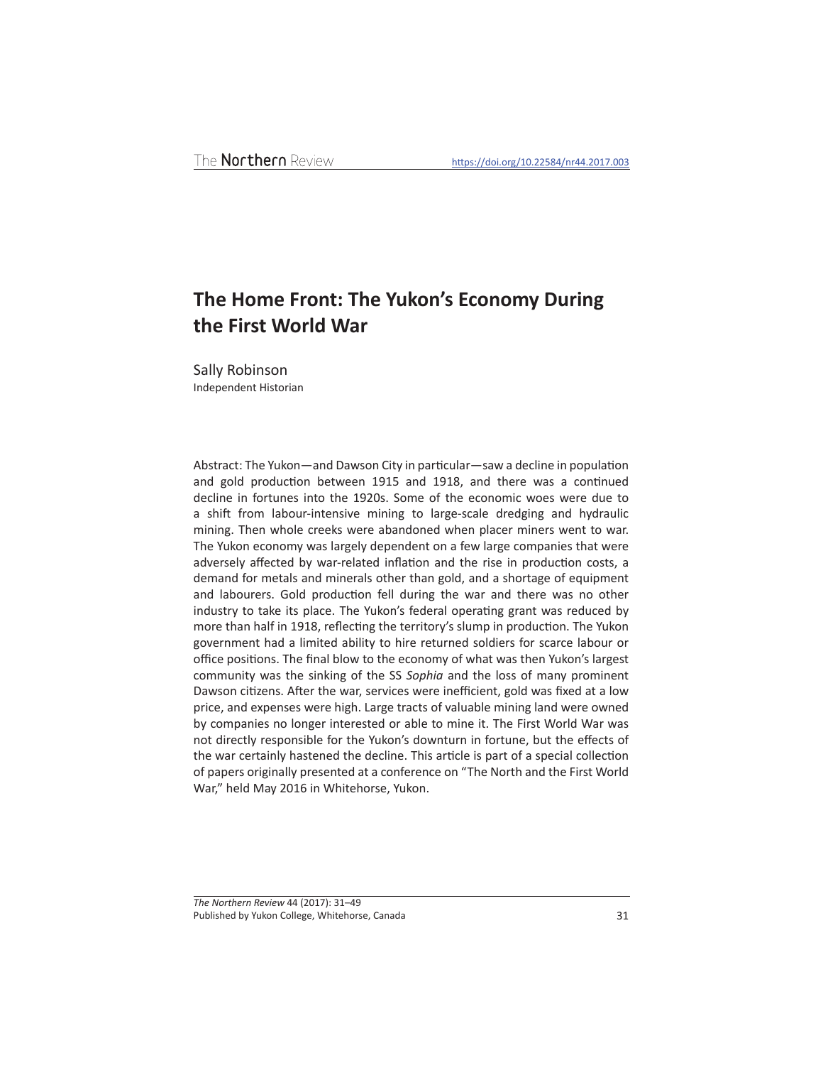# The Home Front: The Yukon's Economy During the First World War

Sally Robinson
Independent Historian

Abstract: The Yukon—and Dawson City in particular—saw a decline in population and gold production between 1915 and 1918, and there was a continued decline in fortunes into the 1920s. Some of the economic woes were due to a shift from labour-intensive mining to large-scale dredging and hydraulic mining. Then whole creeks were abandoned when placer miners went to war. The Yukon economy was largely dependent on a few large companies that were adversely affected by war-related inflation and the rise in production costs, a demand for metals and minerals other than gold, and a shortage of equipment and labourers. Gold production fell during the war and there was no other industry to take its place. The Yukon's federal operating grant was reduced by more than half in 1918, reflecting the territory's slump in production. The Yukon government had a limited ability to hire returned soldiers for scarce labour or office positions. The final blow to the economy of what was then Yukon's largest community was the sinking of the SS *Sophia* and the loss of many prominent Dawson citizens. After the war, services were inefficient, gold was fixed at a low price, and expenses were high. Large tracts of valuable mining land were owned by companies no longer interested or able to mine it. The First World War was not directly responsible for the Yukon's downturn in fortune, but the effects of the war certainly hastened the decline. This article is part of a special collection of papers originally presented at a conference on "The North and the First World War," held May 2016 in Whitehorse, Yukon.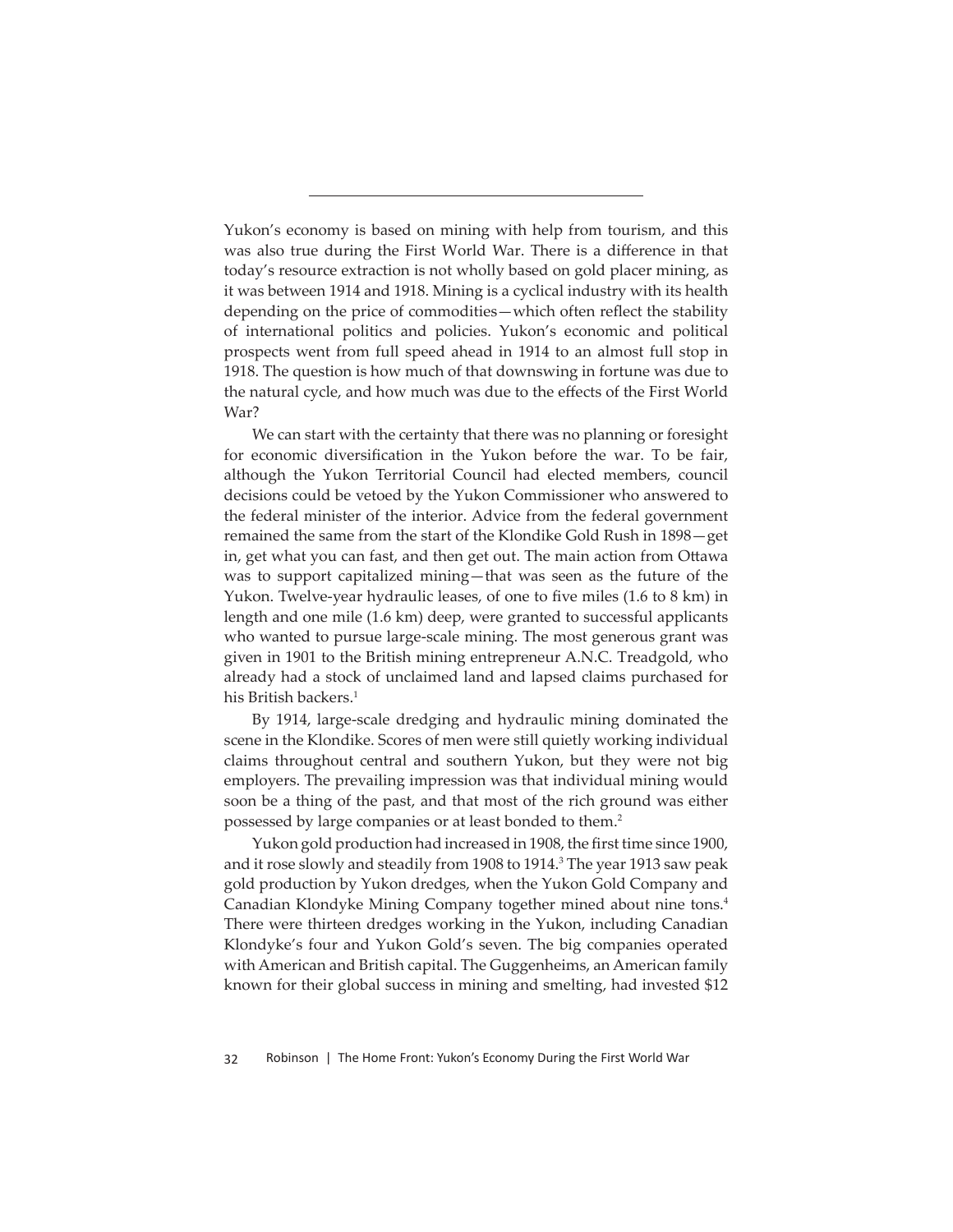Yukon's economy is based on mining with help from tourism, and this was also true during the First World War. There is a difference in that today's resource extraction is not wholly based on gold placer mining, as it was between 1914 and 1918. Mining is a cyclical industry with its health depending on the price of commodities—which often reflect the stability of international politics and policies. Yukon's economic and political prospects went from full speed ahead in 1914 to an almost full stop in 1918. The question is how much of that downswing in fortune was due to the natural cycle, and how much was due to the effects of the First World War?

We can start with the certainty that there was no planning or foresight for economic diversification in the Yukon before the war. To be fair, although the Yukon Territorial Council had elected members, council decisions could be vetoed by the Yukon Commissioner who answered to the federal minister of the interior. Advice from the federal government remained the same from the start of the Klondike Gold Rush in 1898—get in, get what you can fast, and then get out. The main action from Ottawa was to support capitalized mining—that was seen as the future of the Yukon. Twelve-year hydraulic leases, of one to five miles (1.6 to 8 km) in length and one mile (1.6 km) deep, were granted to successful applicants who wanted to pursue large-scale mining. The most generous grant was given in 1901 to the British mining entrepreneur A.N.C. Treadgold, who already had a stock of unclaimed land and lapsed claims purchased for his British backers.[1]

By 1914, large-scale dredging and hydraulic mining dominated the scene in the Klondike. Scores of men were still quietly working individual claims throughout central and southern Yukon, but they were not big employers. The prevailing impression was that individual mining would soon be a thing of the past, and that most of the rich ground was either possessed by large companies or at least bonded to them.[2]

Yukon gold production had increased in 1908, the first time since 1900, and it rose slowly and steadily from 1908 to 1914.[3] The year 1913 saw peak gold production by Yukon dredges, when the Yukon Gold Company and Canadian Klondyke Mining Company together mined about nine tons.[4] There were thirteen dredges working in the Yukon, including Canadian Klondyke's four and Yukon Gold's seven. The big companies operated with American and British capital. The Guggenheims, an American family known for their global success in mining and smelting, had invested $12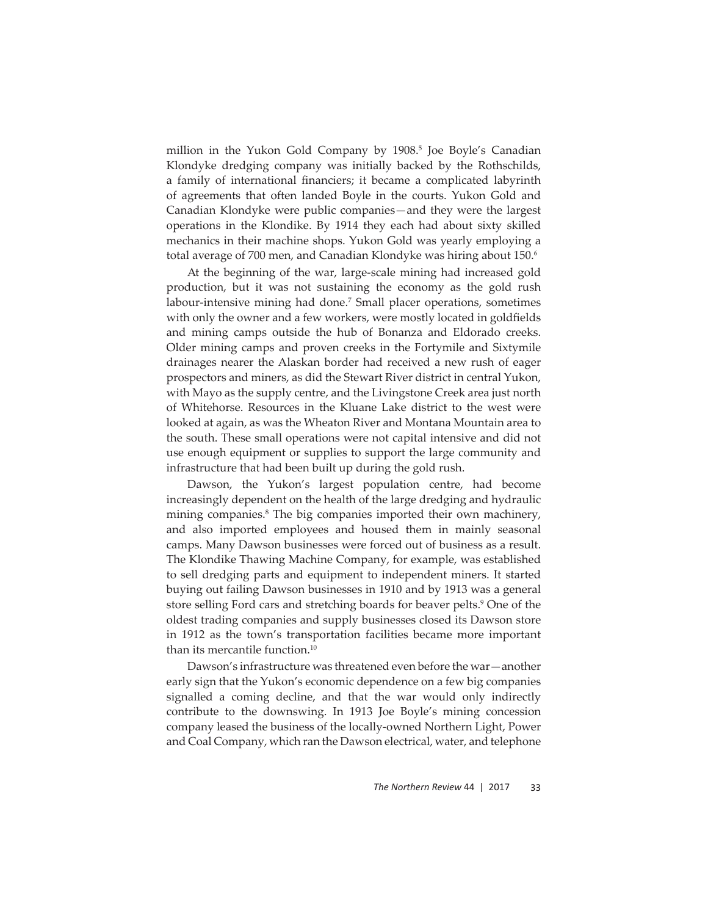million in the Yukon Gold Company by 1908.[5] Joe Boyle's Canadian Klondyke dredging company was initially backed by the Rothschilds, a family of international financiers; it became a complicated labyrinth of agreements that often landed Boyle in the courts. Yukon Gold and Canadian Klondyke were public companies—and they were the largest operations in the Klondike. By 1914 they each had about sixty skilled mechanics in their machine shops. Yukon Gold was yearly employing a total average of 700 men, and Canadian Klondyke was hiring about 150.[6]

At the beginning of the war, large-scale mining had increased gold production, but it was not sustaining the economy as the gold rush labour-intensive mining had done.[7] Small placer operations, sometimes with only the owner and a few workers, were mostly located in goldfields and mining camps outside the hub of Bonanza and Eldorado creeks. Older mining camps and proven creeks in the Fortymile and Sixtymile drainages nearer the Alaskan border had received a new rush of eager prospectors and miners, as did the Stewart River district in central Yukon, with Mayo as the supply centre, and the Livingstone Creek area just north of Whitehorse. Resources in the Kluane Lake district to the west were looked at again, as was the Wheaton River and Montana Mountain area to the south. These small operations were not capital intensive and did not use enough equipment or supplies to support the large community and infrastructure that had been built up during the gold rush.

Dawson, the Yukon's largest population centre, had become increasingly dependent on the health of the large dredging and hydraulic mining companies.[8] The big companies imported their own machinery, and also imported employees and housed them in mainly seasonal camps. Many Dawson businesses were forced out of business as a result. The Klondike Thawing Machine Company, for example, was established to sell dredging parts and equipment to independent miners. It started buying out failing Dawson businesses in 1910 and by 1913 was a general store selling Ford cars and stretching boards for beaver pelts.[9] One of the oldest trading companies and supply businesses closed its Dawson store in 1912 as the town's transportation facilities became more important than its mercantile function.[10]

Dawson's infrastructure was threatened even before the war—another early sign that the Yukon's economic dependence on a few big companies signalled a coming decline, and that the war would only indirectly contribute to the downswing. In 1913 Joe Boyle's mining concession company leased the business of the locally-owned Northern Light, Power and Coal Company, which ran the Dawson electrical, water, and telephone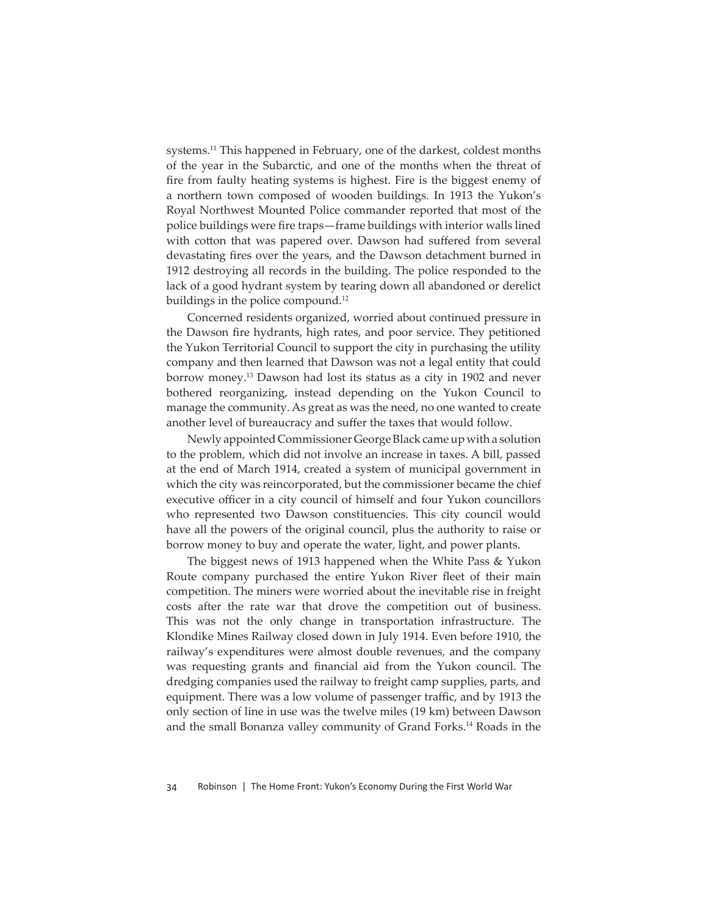systems.[11] This happened in February, one of the darkest, coldest months of the year in the Subarctic, and one of the months when the threat of fire from faulty heating systems is highest. Fire is the biggest enemy of a northern town composed of wooden buildings. In 1913 the Yukon's Royal Northwest Mounted Police commander reported that most of the police buildings were fire traps—frame buildings with interior walls lined with cotton that was papered over. Dawson had suffered from several devastating fires over the years, and the Dawson detachment burned in 1912 destroying all records in the building. The police responded to the lack of a good hydrant system by tearing down all abandoned or derelict buildings in the police compound.[12]

Concerned residents organized, worried about continued pressure in the Dawson fire hydrants, high rates, and poor service. They petitioned the Yukon Territorial Council to support the city in purchasing the utility company and then learned that Dawson was not a legal entity that could borrow money.[13] Dawson had lost its status as a city in 1902 and never bothered reorganizing, instead depending on the Yukon Council to manage the community. As great as was the need, no one wanted to create another level of bureaucracy and suffer the taxes that would follow.

Newly appointed Commissioner George Black came up with a solution to the problem, which did not involve an increase in taxes. A bill, passed at the end of March 1914, created a system of municipal government in which the city was reincorporated, but the commissioner became the chief executive officer in a city council of himself and four Yukon councillors who represented two Dawson constituencies. This city council would have all the powers of the original council, plus the authority to raise or borrow money to buy and operate the water, light, and power plants.

The biggest news of 1913 happened when the White Pass & Yukon Route company purchased the entire Yukon River fleet of their main competition. The miners were worried about the inevitable rise in freight costs after the rate war that drove the competition out of business. This was not the only change in transportation infrastructure. The Klondike Mines Railway closed down in July 1914. Even before 1910, the railway's expenditures were almost double revenues, and the company was requesting grants and financial aid from the Yukon council. The dredging companies used the railway to freight camp supplies, parts, and equipment. There was a low volume of passenger traffic, and by 1913 the only section of line in use was the twelve miles (19 km) between Dawson and the small Bonanza valley community of Grand Forks.[14] Roads in the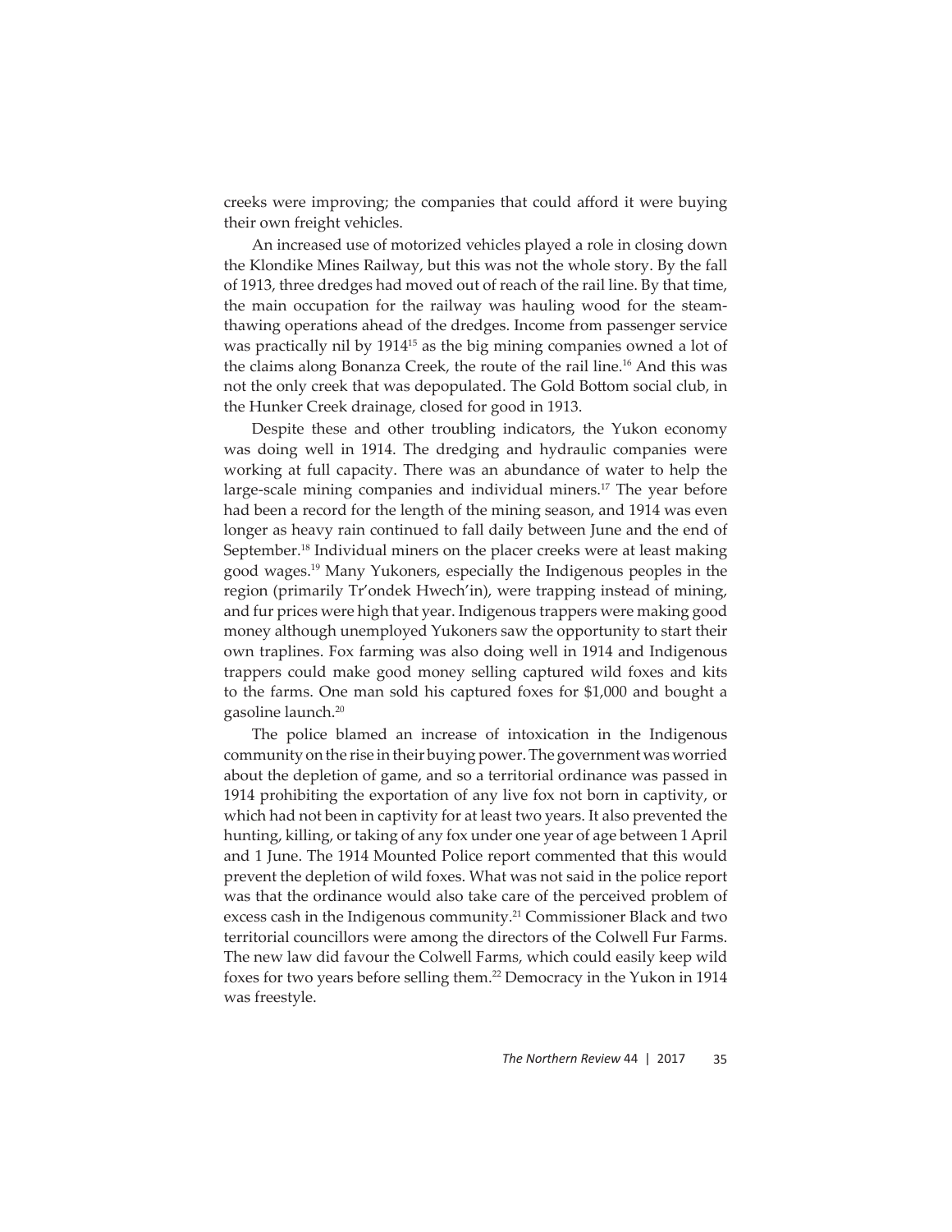creeks were improving; the companies that could afford it were buying their own freight vehicles.

An increased use of motorized vehicles played a role in closing down the Klondike Mines Railway, but this was not the whole story. By the fall of 1913, three dredges had moved out of reach of the rail line. By that time, the main occupation for the railway was hauling wood for the steam-thawing operations ahead of the dredges. Income from passenger service was practically nil by 1914[15] as the big mining companies owned a lot of the claims along Bonanza Creek, the route of the rail line.[16] And this was not the only creek that was depopulated. The Gold Bottom social club, in the Hunker Creek drainage, closed for good in 1913.

Despite these and other troubling indicators, the Yukon economy was doing well in 1914. The dredging and hydraulic companies were working at full capacity. There was an abundance of water to help the large-scale mining companies and individual miners.[17] The year before had been a record for the length of the mining season, and 1914 was even longer as heavy rain continued to fall daily between June and the end of September.[18] Individual miners on the placer creeks were at least making good wages.[19] Many Yukoners, especially the Indigenous peoples in the region (primarily Tr'ondek Hwech'in), were trapping instead of mining, and fur prices were high that year. Indigenous trappers were making good money although unemployed Yukoners saw the opportunity to start their own traplines. Fox farming was also doing well in 1914 and Indigenous trappers could make good money selling captured wild foxes and kits to the farms. One man sold his captured foxes for $1,000 and bought a gasoline launch.[20]

The police blamed an increase of intoxication in the Indigenous community on the rise in their buying power. The government was worried about the depletion of game, and so a territorial ordinance was passed in 1914 prohibiting the exportation of any live fox not born in captivity, or which had not been in captivity for at least two years. It also prevented the hunting, killing, or taking of any fox under one year of age between 1 April and 1 June. The 1914 Mounted Police report commented that this would prevent the depletion of wild foxes. What was not said in the police report was that the ordinance would also take care of the perceived problem of excess cash in the Indigenous community.[21] Commissioner Black and two territorial councillors were among the directors of the Colwell Fur Farms. The new law did favour the Colwell Farms, which could easily keep wild foxes for two years before selling them.[22] Democracy in the Yukon in 1914 was freestyle.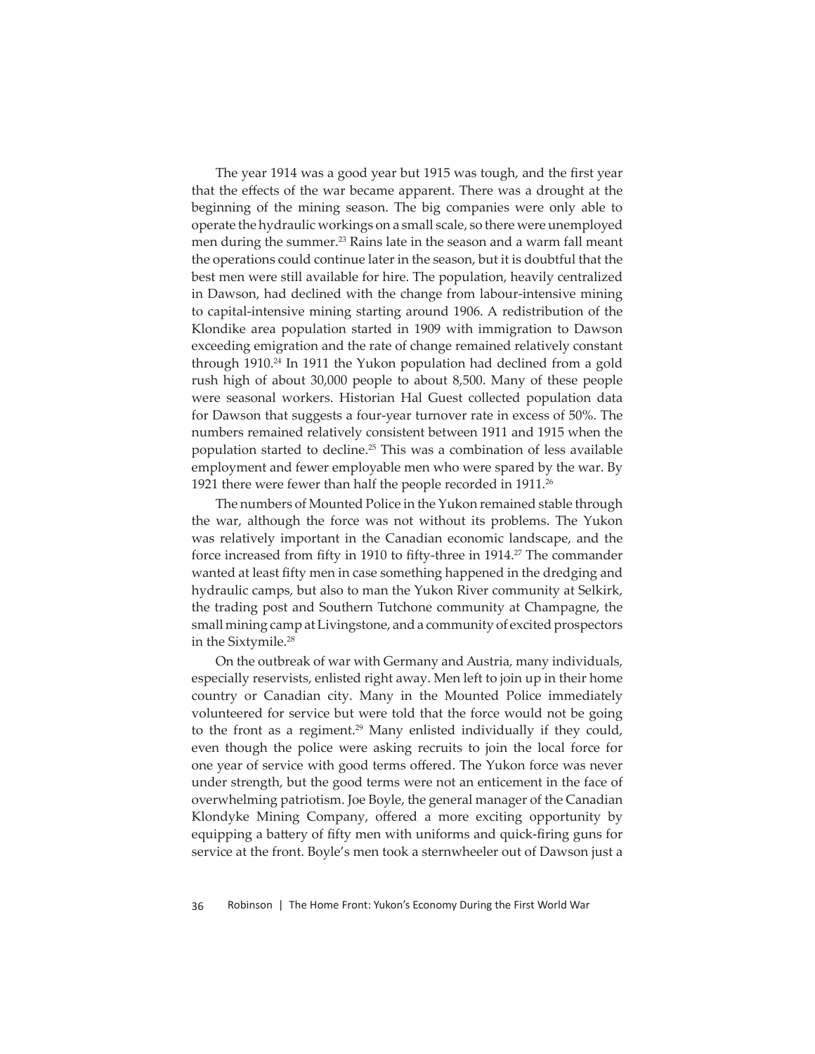The year 1914 was a good year but 1915 was tough, and the first year that the effects of the war became apparent. There was a drought at the beginning of the mining season. The big companies were only able to operate the hydraulic workings on a small scale, so there were unemployed men during the summer.[23] Rains late in the season and a warm fall meant the operations could continue later in the season, but it is doubtful that the best men were still available for hire. The population, heavily centralized in Dawson, had declined with the change from labour-intensive mining to capital-intensive mining starting around 1906. A redistribution of the Klondike area population started in 1909 with immigration to Dawson exceeding emigration and the rate of change remained relatively constant through 1910.[24] In 1911 the Yukon population had declined from a gold rush high of about 30,000 people to about 8,500. Many of these people were seasonal workers. Historian Hal Guest collected population data for Dawson that suggests a four-year turnover rate in excess of 50%. The numbers remained relatively consistent between 1911 and 1915 when the population started to decline.[25] This was a combination of less available employment and fewer employable men who were spared by the war. By 1921 there were fewer than half the people recorded in 1911.[26]

The numbers of Mounted Police in the Yukon remained stable through the war, although the force was not without its problems. The Yukon was relatively important in the Canadian economic landscape, and the force increased from fifty in 1910 to fifty-three in 1914.[27] The commander wanted at least fifty men in case something happened in the dredging and hydraulic camps, but also to man the Yukon River community at Selkirk, the trading post and Southern Tutchone community at Champagne, the small mining camp at Livingstone, and a community of excited prospectors in the Sixtymile.[28]

On the outbreak of war with Germany and Austria, many individuals, especially reservists, enlisted right away. Men left to join up in their home country or Canadian city. Many in the Mounted Police immediately volunteered for service but were told that the force would not be going to the front as a regiment.[29] Many enlisted individually if they could, even though the police were asking recruits to join the local force for one year of service with good terms offered. The Yukon force was never under strength, but the good terms were not an enticement in the face of overwhelming patriotism. Joe Boyle, the general manager of the Canadian Klondyke Mining Company, offered a more exciting opportunity by equipping a battery of fifty men with uniforms and quick-firing guns for service at the front. Boyle's men took a sternwheeler out of Dawson just a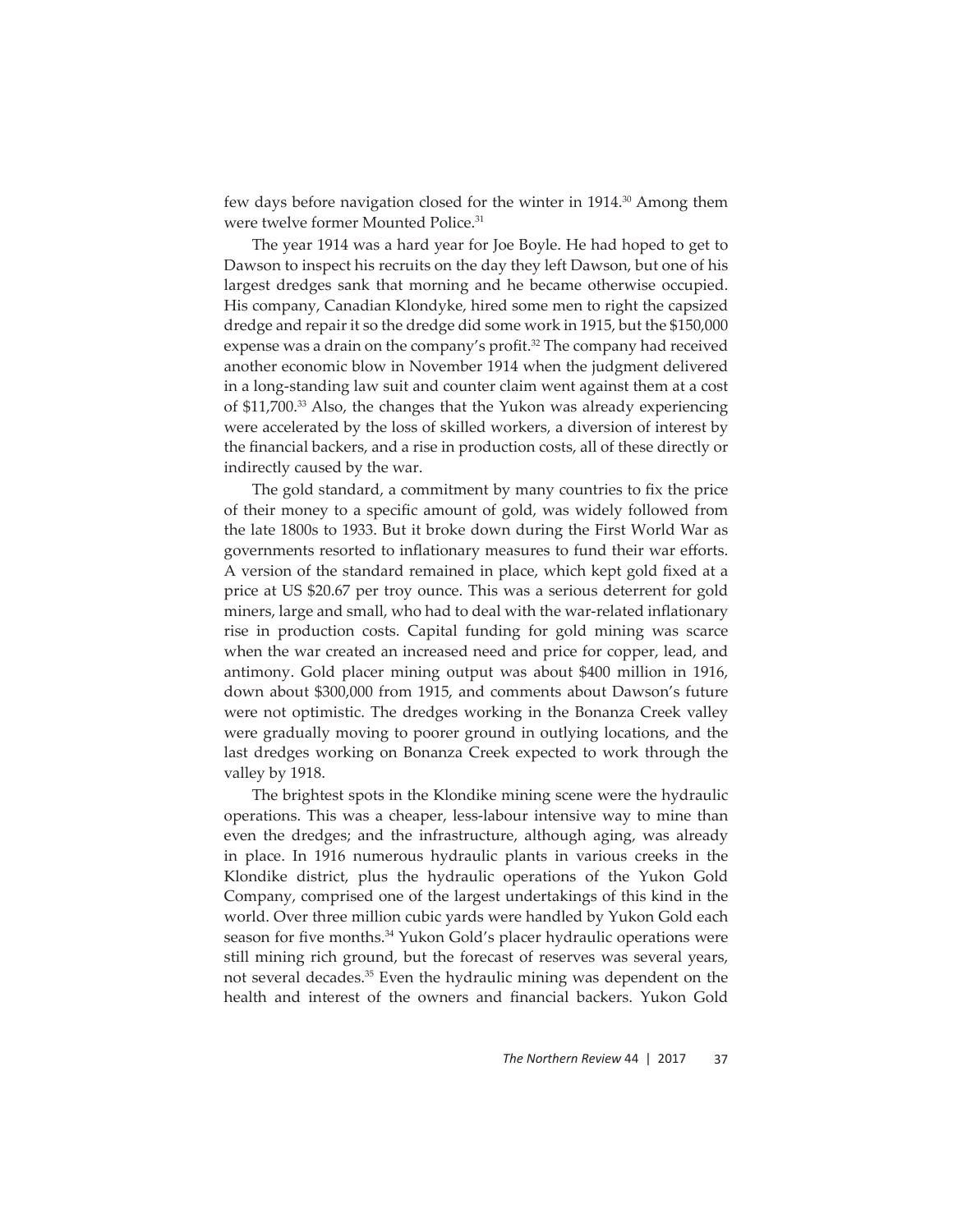few days before navigation closed for the winter in 1914.[30] Among them were twelve former Mounted Police.[31]

The year 1914 was a hard year for Joe Boyle. He had hoped to get to Dawson to inspect his recruits on the day they left Dawson, but one of his largest dredges sank that morning and he became otherwise occupied. His company, Canadian Klondyke, hired some men to right the capsized dredge and repair it so the dredge did some work in 1915, but the $150,000 expense was a drain on the company's profit.[32] The company had received another economic blow in November 1914 when the judgment delivered in a long-standing law suit and counter claim went against them at a cost of $11,700.[33] Also, the changes that the Yukon was already experiencing were accelerated by the loss of skilled workers, a diversion of interest by the financial backers, and a rise in production costs, all of these directly or indirectly caused by the war.

The gold standard, a commitment by many countries to fix the price of their money to a specific amount of gold, was widely followed from the late 1800s to 1933. But it broke down during the First World War as governments resorted to inflationary measures to fund their war efforts. A version of the standard remained in place, which kept gold fixed at a price at US $20.67 per troy ounce. This was a serious deterrent for gold miners, large and small, who had to deal with the war-related inflationary rise in production costs. Capital funding for gold mining was scarce when the war created an increased need and price for copper, lead, and antimony. Gold placer mining output was about $400 million in 1916, down about $300,000 from 1915, and comments about Dawson's future were not optimistic. The dredges working in the Bonanza Creek valley were gradually moving to poorer ground in outlying locations, and the last dredges working on Bonanza Creek expected to work through the valley by 1918.

The brightest spots in the Klondike mining scene were the hydraulic operations. This was a cheaper, less-labour intensive way to mine than even the dredges; and the infrastructure, although aging, was already in place. In 1916 numerous hydraulic plants in various creeks in the Klondike district, plus the hydraulic operations of the Yukon Gold Company, comprised one of the largest undertakings of this kind in the world. Over three million cubic yards were handled by Yukon Gold each season for five months.[34] Yukon Gold's placer hydraulic operations were still mining rich ground, but the forecast of reserves was several years, not several decades.[35] Even the hydraulic mining was dependent on the health and interest of the owners and financial backers. Yukon Gold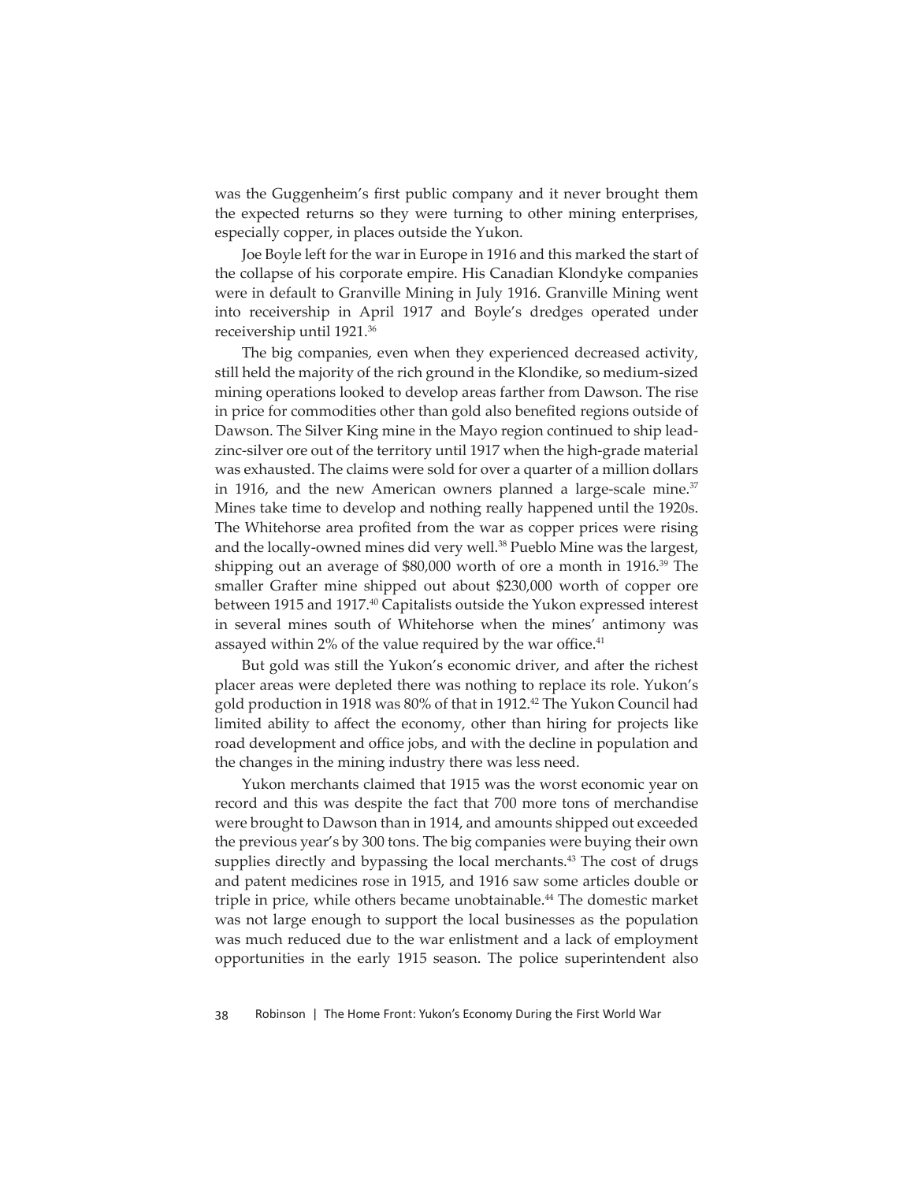was the Guggenheim's first public company and it never brought them the expected returns so they were turning to other mining enterprises, especially copper, in places outside the Yukon.

Joe Boyle left for the war in Europe in 1916 and this marked the start of the collapse of his corporate empire. His Canadian Klondyke companies were in default to Granville Mining in July 1916. Granville Mining went into receivership in April 1917 and Boyle's dredges operated under receivership until 1921.[36]

The big companies, even when they experienced decreased activity, still held the majority of the rich ground in the Klondike, so medium-sized mining operations looked to develop areas farther from Dawson. The rise in price for commodities other than gold also benefited regions outside of Dawson. The Silver King mine in the Mayo region continued to ship lead-zinc-silver ore out of the territory until 1917 when the high-grade material was exhausted. The claims were sold for over a quarter of a million dollars in 1916, and the new American owners planned a large-scale mine.[37] Mines take time to develop and nothing really happened until the 1920s. The Whitehorse area profited from the war as copper prices were rising and the locally-owned mines did very well.[38] Pueblo Mine was the largest, shipping out an average of $80,000 worth of ore a month in 1916.[39] The smaller Grafter mine shipped out about $230,000 worth of copper ore between 1915 and 1917.[40] Capitalists outside the Yukon expressed interest in several mines south of Whitehorse when the mines' antimony was assayed within 2% of the value required by the war office.[41]

But gold was still the Yukon's economic driver, and after the richest placer areas were depleted there was nothing to replace its role. Yukon's gold production in 1918 was 80% of that in 1912.[42] The Yukon Council had limited ability to affect the economy, other than hiring for projects like road development and office jobs, and with the decline in population and the changes in the mining industry there was less need.

Yukon merchants claimed that 1915 was the worst economic year on record and this was despite the fact that 700 more tons of merchandise were brought to Dawson than in 1914, and amounts shipped out exceeded the previous year's by 300 tons. The big companies were buying their own supplies directly and bypassing the local merchants.[43] The cost of drugs and patent medicines rose in 1915, and 1916 saw some articles double or triple in price, while others became unobtainable.[44] The domestic market was not large enough to support the local businesses as the population was much reduced due to the war enlistment and a lack of employment opportunities in the early 1915 season. The police superintendent also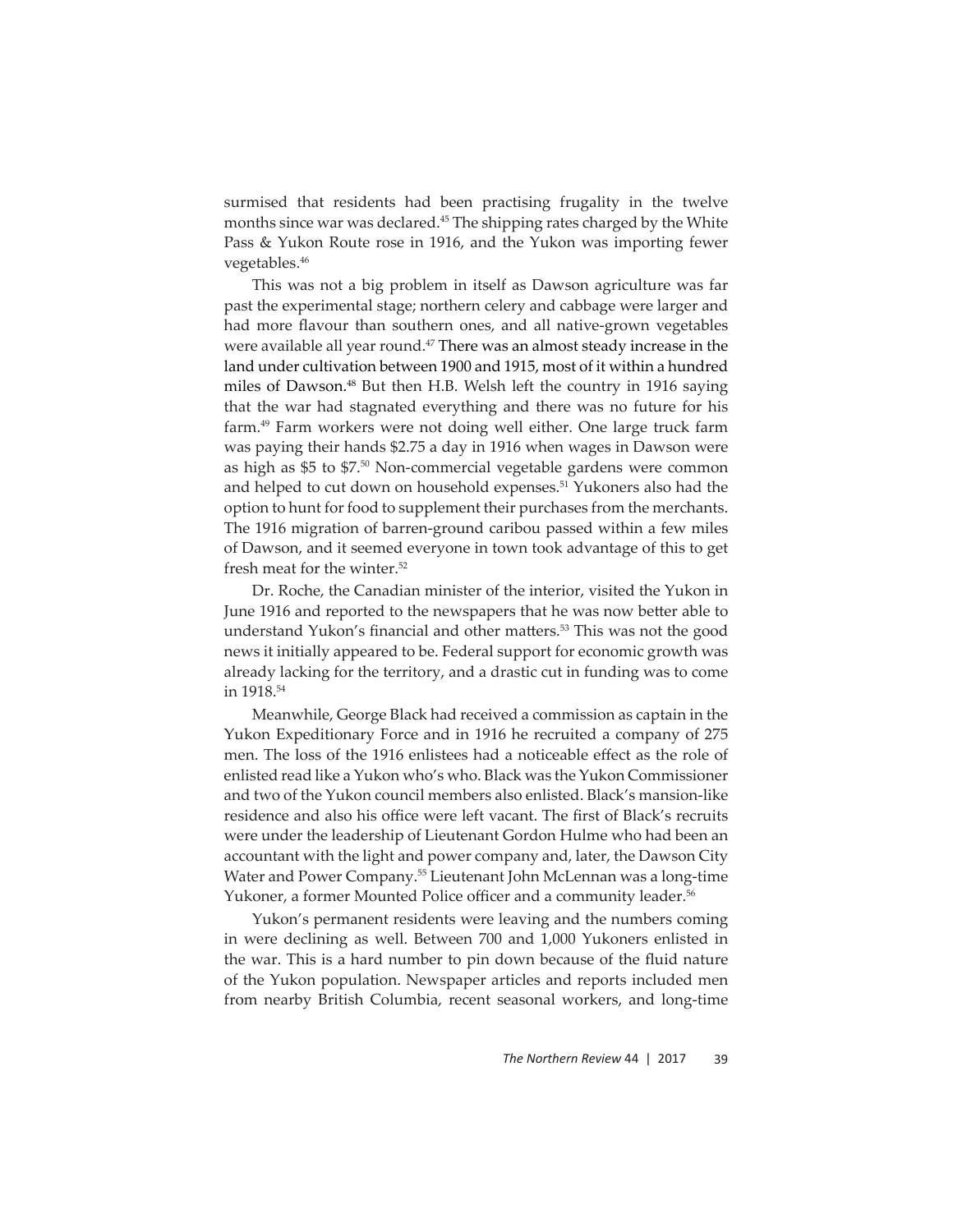surmised that residents had been practising frugality in the twelve months since war was declared.[45] The shipping rates charged by the White Pass & Yukon Route rose in 1916, and the Yukon was importing fewer vegetables.[46]

This was not a big problem in itself as Dawson agriculture was far past the experimental stage; northern celery and cabbage were larger and had more flavour than southern ones, and all native-grown vegetables were available all year round.[47] There was an almost steady increase in the land under cultivation between 1900 and 1915, most of it within a hundred miles of Dawson.[48] But then H.B. Welsh left the country in 1916 saying that the war had stagnated everything and there was no future for his farm.[49] Farm workers were not doing well either. One large truck farm was paying their hands $2.75 a day in 1916 when wages in Dawson were as high as $5 to $7.[50] Non-commercial vegetable gardens were common and helped to cut down on household expenses.[51] Yukoners also had the option to hunt for food to supplement their purchases from the merchants. The 1916 migration of barren-ground caribou passed within a few miles of Dawson, and it seemed everyone in town took advantage of this to get fresh meat for the winter.[52]

Dr. Roche, the Canadian minister of the interior, visited the Yukon in June 1916 and reported to the newspapers that he was now better able to understand Yukon's financial and other matters.[53] This was not the good news it initially appeared to be. Federal support for economic growth was already lacking for the territory, and a drastic cut in funding was to come in 1918.[54]

Meanwhile, George Black had received a commission as captain in the Yukon Expeditionary Force and in 1916 he recruited a company of 275 men. The loss of the 1916 enlistees had a noticeable effect as the role of enlisted read like a Yukon who's who. Black was the Yukon Commissioner and two of the Yukon council members also enlisted. Black's mansion-like residence and also his office were left vacant. The first of Black's recruits were under the leadership of Lieutenant Gordon Hulme who had been an accountant with the light and power company and, later, the Dawson City Water and Power Company.[55] Lieutenant John McLennan was a long-time Yukoner, a former Mounted Police officer and a community leader.[56]

Yukon's permanent residents were leaving and the numbers coming in were declining as well. Between 700 and 1,000 Yukoners enlisted in the war. This is a hard number to pin down because of the fluid nature of the Yukon population. Newspaper articles and reports included men from nearby British Columbia, recent seasonal workers, and long-time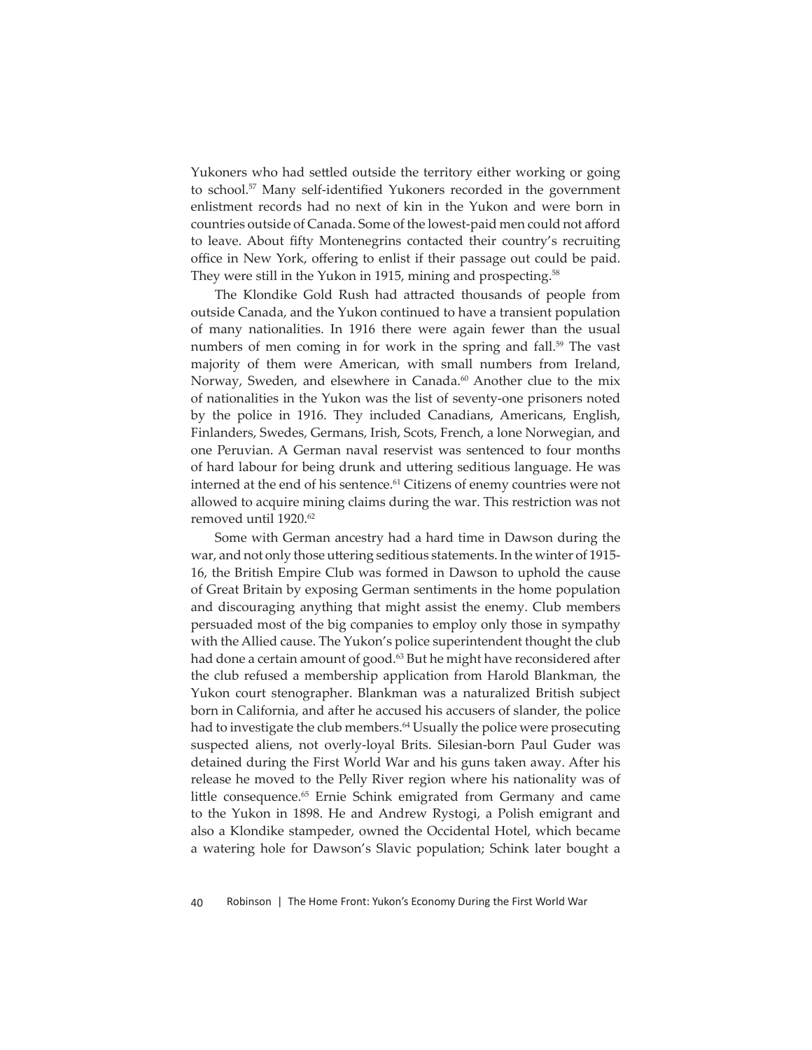Yukoners who had settled outside the territory either working or going to school.[57] Many self-identified Yukoners recorded in the government enlistment records had no next of kin in the Yukon and were born in countries outside of Canada. Some of the lowest-paid men could not afford to leave. About fifty Montenegrins contacted their country's recruiting office in New York, offering to enlist if their passage out could be paid. They were still in the Yukon in 1915, mining and prospecting.[58]

The Klondike Gold Rush had attracted thousands of people from outside Canada, and the Yukon continued to have a transient population of many nationalities. In 1916 there were again fewer than the usual numbers of men coming in for work in the spring and fall.[59] The vast majority of them were American, with small numbers from Ireland, Norway, Sweden, and elsewhere in Canada.[60] Another clue to the mix of nationalities in the Yukon was the list of seventy-one prisoners noted by the police in 1916. They included Canadians, Americans, English, Finlanders, Swedes, Germans, Irish, Scots, French, a lone Norwegian, and one Peruvian. A German naval reservist was sentenced to four months of hard labour for being drunk and uttering seditious language. He was interned at the end of his sentence.[61] Citizens of enemy countries were not allowed to acquire mining claims during the war. This restriction was not removed until 1920.[62]

Some with German ancestry had a hard time in Dawson during the war, and not only those uttering seditious statements. In the winter of 1915-16, the British Empire Club was formed in Dawson to uphold the cause of Great Britain by exposing German sentiments in the home population and discouraging anything that might assist the enemy. Club members persuaded most of the big companies to employ only those in sympathy with the Allied cause. The Yukon's police superintendent thought the club had done a certain amount of good.[63] But he might have reconsidered after the club refused a membership application from Harold Blankman, the Yukon court stenographer. Blankman was a naturalized British subject born in California, and after he accused his accusers of slander, the police had to investigate the club members.[64] Usually the police were prosecuting suspected aliens, not overly-loyal Brits. Silesian-born Paul Guder was detained during the First World War and his guns taken away. After his release he moved to the Pelly River region where his nationality was of little consequence.[65] Ernie Schink emigrated from Germany and came to the Yukon in 1898. He and Andrew Rystogi, a Polish emigrant and also a Klondike stampeder, owned the Occidental Hotel, which became a watering hole for Dawson's Slavic population; Schink later bought a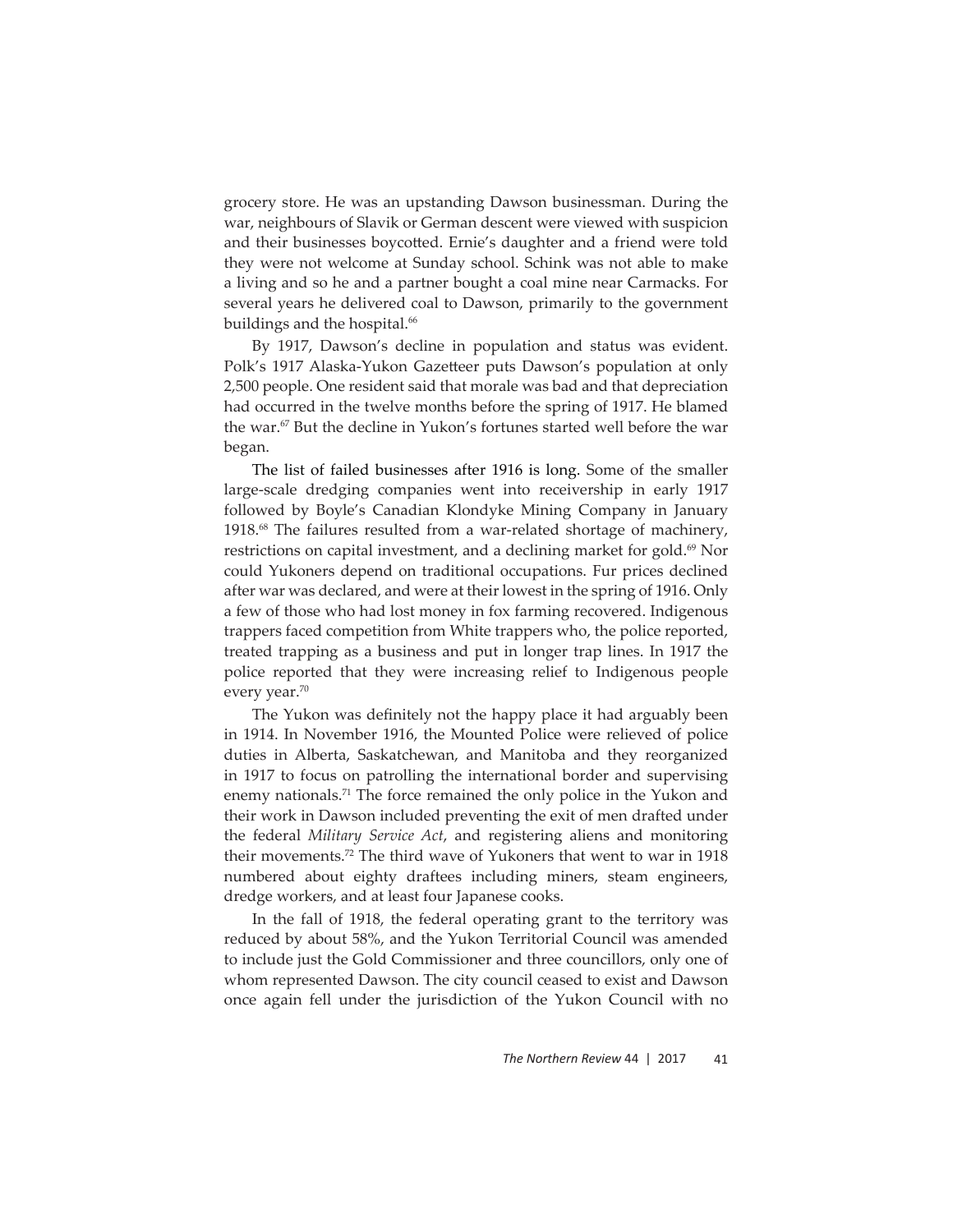grocery store. He was an upstanding Dawson businessman. During the war, neighbours of Slavik or German descent were viewed with suspicion and their businesses boycotted. Ernie's daughter and a friend were told they were not welcome at Sunday school. Schink was not able to make a living and so he and a partner bought a coal mine near Carmacks. For several years he delivered coal to Dawson, primarily to the government buildings and the hospital.[66]

By 1917, Dawson's decline in population and status was evident. Polk's 1917 Alaska-Yukon Gazetteer puts Dawson's population at only 2,500 people. One resident said that morale was bad and that depreciation had occurred in the twelve months before the spring of 1917. He blamed the war.[67] But the decline in Yukon's fortunes started well before the war began.

The list of failed businesses after 1916 is long. Some of the smaller large-scale dredging companies went into receivership in early 1917 followed by Boyle's Canadian Klondyke Mining Company in January 1918.[68] The failures resulted from a war-related shortage of machinery, restrictions on capital investment, and a declining market for gold.[69] Nor could Yukoners depend on traditional occupations. Fur prices declined after war was declared, and were at their lowest in the spring of 1916. Only a few of those who had lost money in fox farming recovered. Indigenous trappers faced competition from White trappers who, the police reported, treated trapping as a business and put in longer trap lines. In 1917 the police reported that they were increasing relief to Indigenous people every year.[70]

The Yukon was definitely not the happy place it had arguably been in 1914. In November 1916, the Mounted Police were relieved of police duties in Alberta, Saskatchewan, and Manitoba and they reorganized in 1917 to focus on patrolling the international border and supervising enemy nationals.[71] The force remained the only police in the Yukon and their work in Dawson included preventing the exit of men drafted under the federal *Military Service Act*, and registering aliens and monitoring their movements.[72] The third wave of Yukoners that went to war in 1918 numbered about eighty draftees including miners, steam engineers, dredge workers, and at least four Japanese cooks.

In the fall of 1918, the federal operating grant to the territory was reduced by about 58%, and the Yukon Territorial Council was amended to include just the Gold Commissioner and three councillors, only one of whom represented Dawson. The city council ceased to exist and Dawson once again fell under the jurisdiction of the Yukon Council with no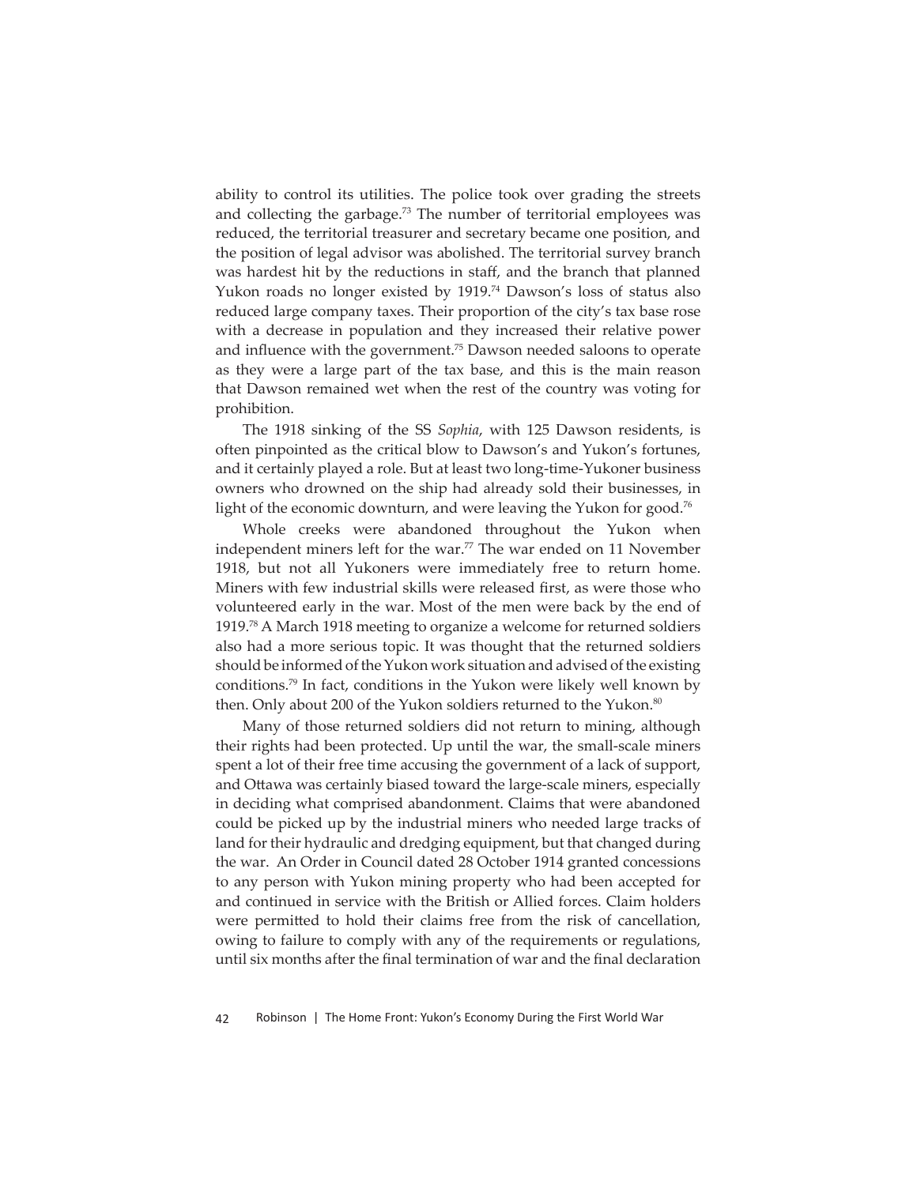ability to control its utilities. The police took over grading the streets and collecting the garbage.[73] The number of territorial employees was reduced, the territorial treasurer and secretary became one position, and the position of legal advisor was abolished. The territorial survey branch was hardest hit by the reductions in staff, and the branch that planned Yukon roads no longer existed by 1919.[74] Dawson's loss of status also reduced large company taxes. Their proportion of the city's tax base rose with a decrease in population and they increased their relative power and influence with the government.[75] Dawson needed saloons to operate as they were a large part of the tax base, and this is the main reason that Dawson remained wet when the rest of the country was voting for prohibition.

The 1918 sinking of the SS *Sophia*, with 125 Dawson residents, is often pinpointed as the critical blow to Dawson's and Yukon's fortunes, and it certainly played a role. But at least two long-time-Yukoner business owners who drowned on the ship had already sold their businesses, in light of the economic downturn, and were leaving the Yukon for good.[76]

Whole creeks were abandoned throughout the Yukon when independent miners left for the war.[77] The war ended on 11 November 1918, but not all Yukoners were immediately free to return home. Miners with few industrial skills were released first, as were those who volunteered early in the war. Most of the men were back by the end of 1919.[78] A March 1918 meeting to organize a welcome for returned soldiers also had a more serious topic. It was thought that the returned soldiers should be informed of the Yukon work situation and advised of the existing conditions.[79] In fact, conditions in the Yukon were likely well known by then. Only about 200 of the Yukon soldiers returned to the Yukon.[80]

Many of those returned soldiers did not return to mining, although their rights had been protected. Up until the war, the small-scale miners spent a lot of their free time accusing the government of a lack of support, and Ottawa was certainly biased toward the large-scale miners, especially in deciding what comprised abandonment. Claims that were abandoned could be picked up by the industrial miners who needed large tracks of land for their hydraulic and dredging equipment, but that changed during the war. An Order in Council dated 28 October 1914 granted concessions to any person with Yukon mining property who had been accepted for and continued in service with the British or Allied forces. Claim holders were permitted to hold their claims free from the risk of cancellation, owing to failure to comply with any of the requirements or regulations, until six months after the final termination of war and the final declaration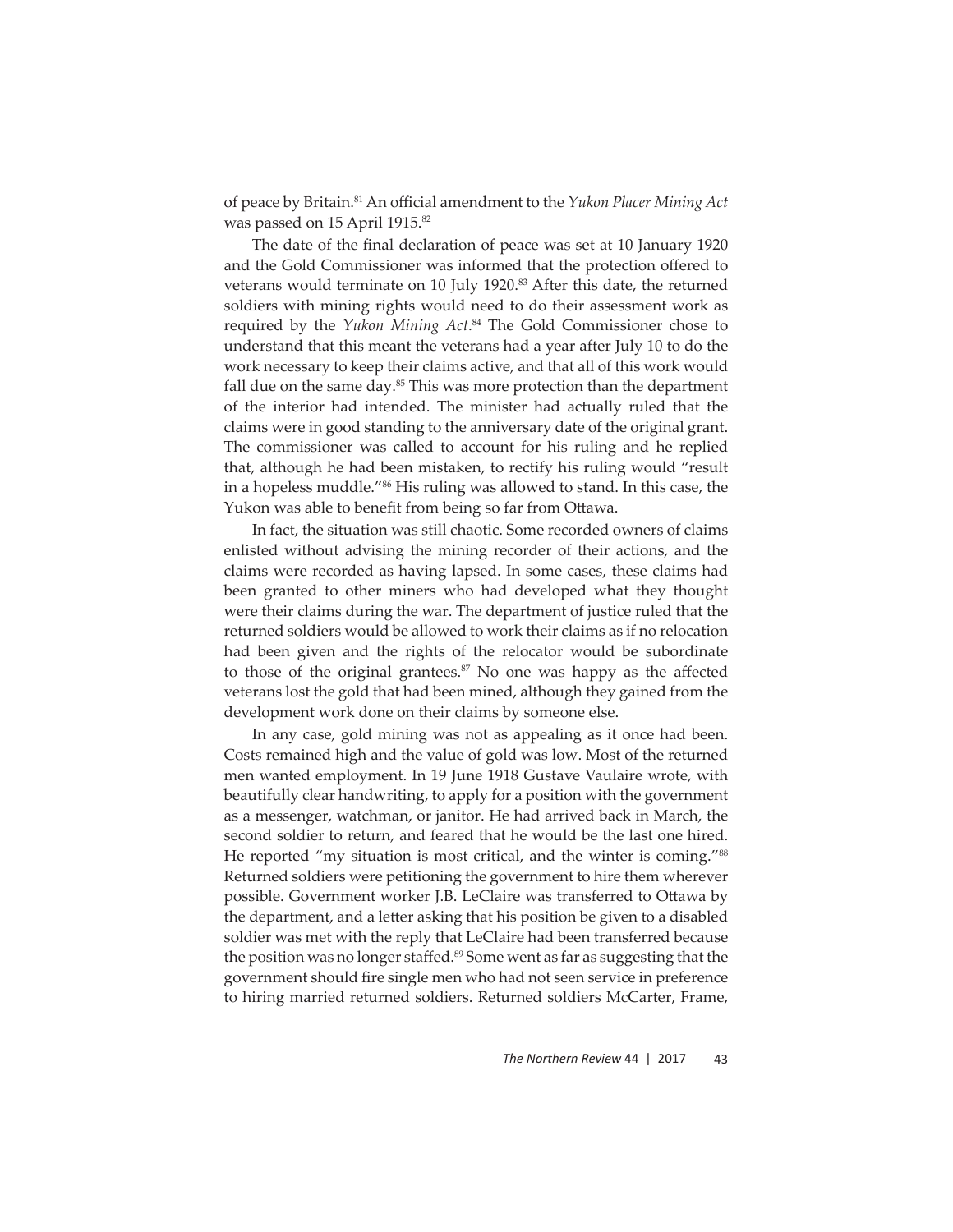of peace by Britain.[81] An official amendment to the *Yukon Placer Mining Act* was passed on 15 April 1915.[82]

The date of the final declaration of peace was set at 10 January 1920 and the Gold Commissioner was informed that the protection offered to veterans would terminate on 10 July 1920.[83] After this date, the returned soldiers with mining rights would need to do their assessment work as required by the *Yukon Mining Act*.[84] The Gold Commissioner chose to understand that this meant the veterans had a year after July 10 to do the work necessary to keep their claims active, and that all of this work would fall due on the same day.[85] This was more protection than the department of the interior had intended. The minister had actually ruled that the claims were in good standing to the anniversary date of the original grant. The commissioner was called to account for his ruling and he replied that, although he had been mistaken, to rectify his ruling would "result in a hopeless muddle."[86] His ruling was allowed to stand. In this case, the Yukon was able to benefit from being so far from Ottawa.

In fact, the situation was still chaotic. Some recorded owners of claims enlisted without advising the mining recorder of their actions, and the claims were recorded as having lapsed. In some cases, these claims had been granted to other miners who had developed what they thought were their claims during the war. The department of justice ruled that the returned soldiers would be allowed to work their claims as if no relocation had been given and the rights of the relocator would be subordinate to those of the original grantees.[87] No one was happy as the affected veterans lost the gold that had been mined, although they gained from the development work done on their claims by someone else.

In any case, gold mining was not as appealing as it once had been. Costs remained high and the value of gold was low. Most of the returned men wanted employment. In 19 June 1918 Gustave Vaulaire wrote, with beautifully clear handwriting, to apply for a position with the government as a messenger, watchman, or janitor. He had arrived back in March, the second soldier to return, and feared that he would be the last one hired. He reported "my situation is most critical, and the winter is coming."[88] Returned soldiers were petitioning the government to hire them wherever possible. Government worker J.B. LeClaire was transferred to Ottawa by the department, and a letter asking that his position be given to a disabled soldier was met with the reply that LeClaire had been transferred because the position was no longer staffed.[89] Some went as far as suggesting that the government should fire single men who had not seen service in preference to hiring married returned soldiers. Returned soldiers McCarter, Frame,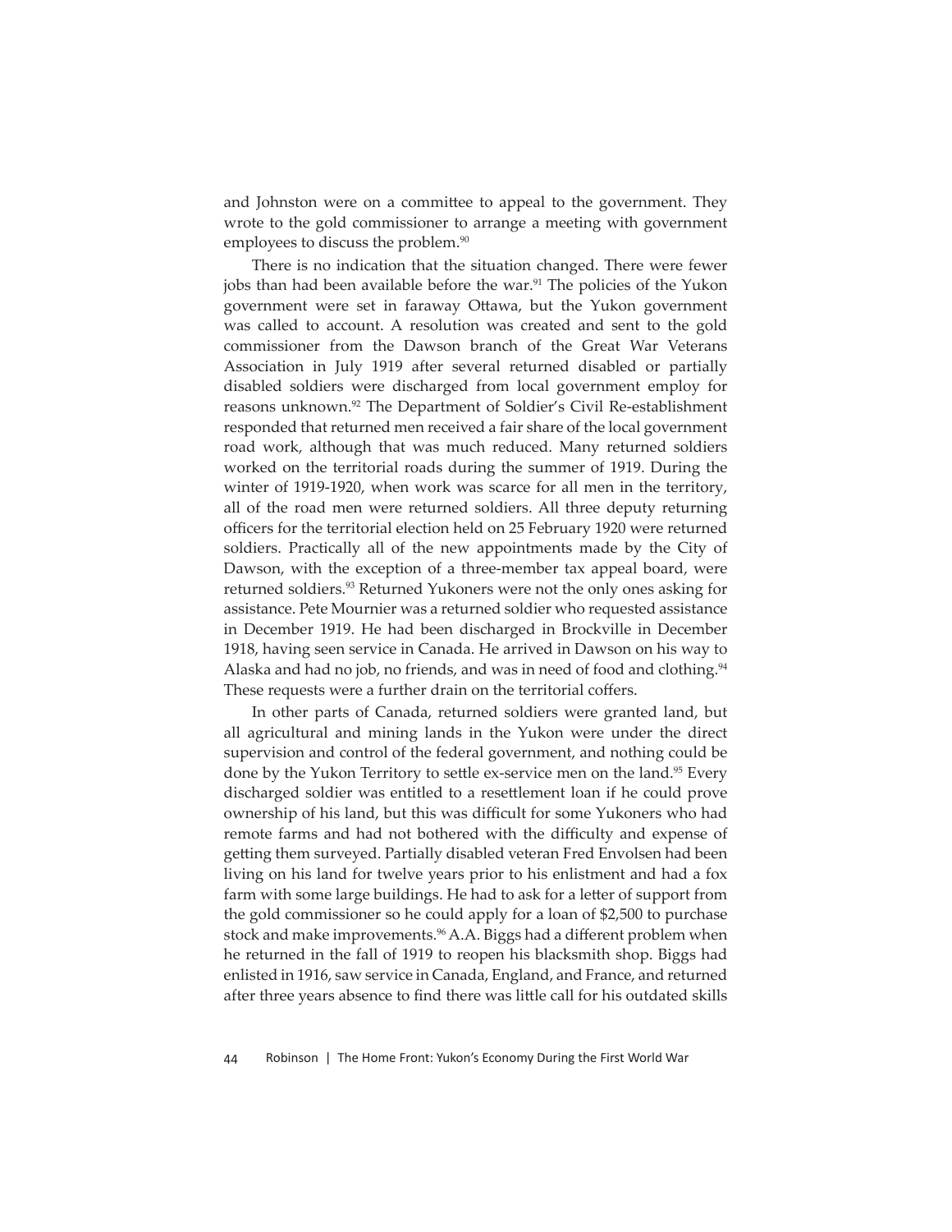and Johnston were on a committee to appeal to the government. They wrote to the gold commissioner to arrange a meeting with government employees to discuss the problem.[90]

There is no indication that the situation changed. There were fewer jobs than had been available before the war.[91] The policies of the Yukon government were set in faraway Ottawa, but the Yukon government was called to account. A resolution was created and sent to the gold commissioner from the Dawson branch of the Great War Veterans Association in July 1919 after several returned disabled or partially disabled soldiers were discharged from local government employ for reasons unknown.[92] The Department of Soldier's Civil Re-establishment responded that returned men received a fair share of the local government road work, although that was much reduced. Many returned soldiers worked on the territorial roads during the summer of 1919. During the winter of 1919-1920, when work was scarce for all men in the territory, all of the road men were returned soldiers. All three deputy returning officers for the territorial election held on 25 February 1920 were returned soldiers. Practically all of the new appointments made by the City of Dawson, with the exception of a three-member tax appeal board, were returned soldiers.[93] Returned Yukoners were not the only ones asking for assistance. Pete Mournier was a returned soldier who requested assistance in December 1919. He had been discharged in Brockville in December 1918, having seen service in Canada. He arrived in Dawson on his way to Alaska and had no job, no friends, and was in need of food and clothing.[94] These requests were a further drain on the territorial coffers.

In other parts of Canada, returned soldiers were granted land, but all agricultural and mining lands in the Yukon were under the direct supervision and control of the federal government, and nothing could be done by the Yukon Territory to settle ex-service men on the land.[95] Every discharged soldier was entitled to a resettlement loan if he could prove ownership of his land, but this was difficult for some Yukoners who had remote farms and had not bothered with the difficulty and expense of getting them surveyed. Partially disabled veteran Fred Envolsen had been living on his land for twelve years prior to his enlistment and had a fox farm with some large buildings. He had to ask for a letter of support from the gold commissioner so he could apply for a loan of $2,500 to purchase stock and make improvements.[96] A.A. Biggs had a different problem when he returned in the fall of 1919 to reopen his blacksmith shop. Biggs had enlisted in 1916, saw service in Canada, England, and France, and returned after three years absence to find there was little call for his outdated skills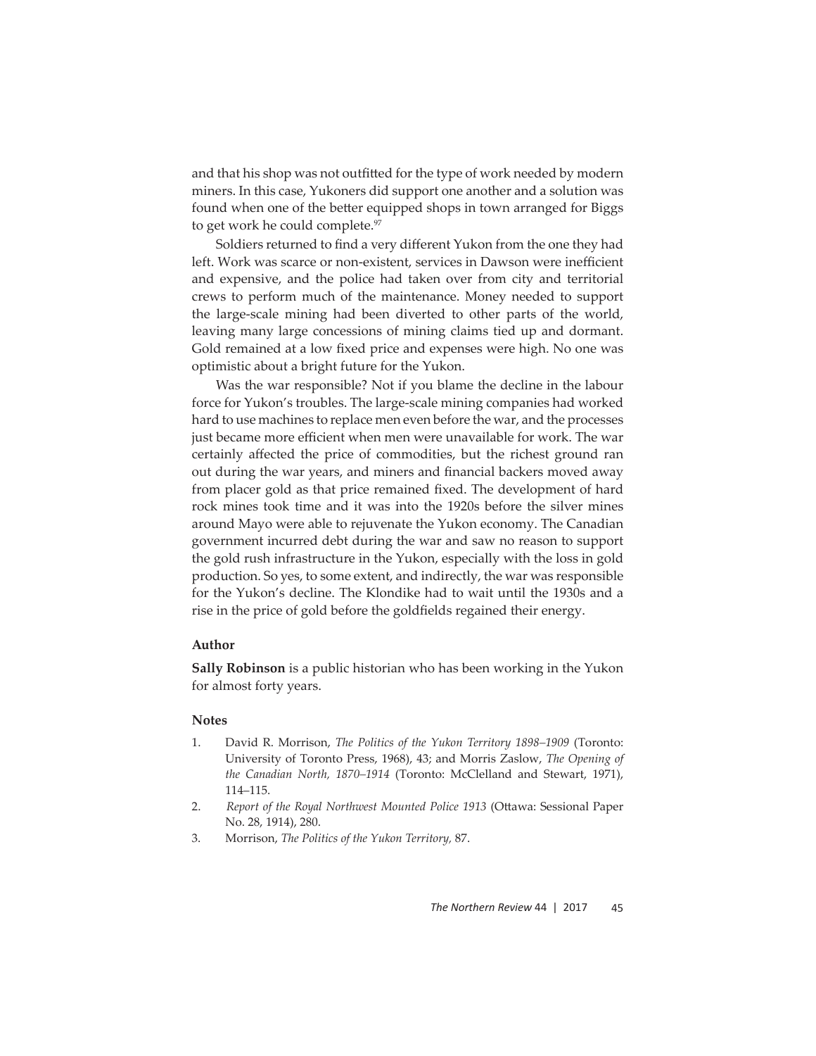and that his shop was not outfitted for the type of work needed by modern miners. In this case, Yukoners did support one another and a solution was found when one of the better equipped shops in town arranged for Biggs to get work he could complete.[97]

Soldiers returned to find a very different Yukon from the one they had left. Work was scarce or non-existent, services in Dawson were inefficient and expensive, and the police had taken over from city and territorial crews to perform much of the maintenance. Money needed to support the large-scale mining had been diverted to other parts of the world, leaving many large concessions of mining claims tied up and dormant. Gold remained at a low fixed price and expenses were high. No one was optimistic about a bright future for the Yukon.

Was the war responsible? Not if you blame the decline in the labour force for Yukon's troubles. The large-scale mining companies had worked hard to use machines to replace men even before the war, and the processes just became more efficient when men were unavailable for work. The war certainly affected the price of commodities, but the richest ground ran out during the war years, and miners and financial backers moved away from placer gold as that price remained fixed. The development of hard rock mines took time and it was into the 1920s before the silver mines around Mayo were able to rejuvenate the Yukon economy. The Canadian government incurred debt during the war and saw no reason to support the gold rush infrastructure in the Yukon, especially with the loss in gold production. So yes, to some extent, and indirectly, the war was responsible for the Yukon's decline. The Klondike had to wait until the 1930s and a rise in the price of gold before the goldfields regained their energy.

### Author

**Sally Robinson** is a public historian who has been working in the Yukon for almost forty years.

### Notes

1. David R. Morrison, *The Politics of the Yukon Territory 1898–1909* (Toronto: University of Toronto Press, 1968), 43; and Morris Zaslow, *The Opening of the Canadian North, 1870–1914* (Toronto: McClelland and Stewart, 1971), 114–115.
2. *Report of the Royal Northwest Mounted Police 1913* (Ottawa: Sessional Paper No. 28, 1914), 280.
3. Morrison, *The Politics of the Yukon Territory,* 87.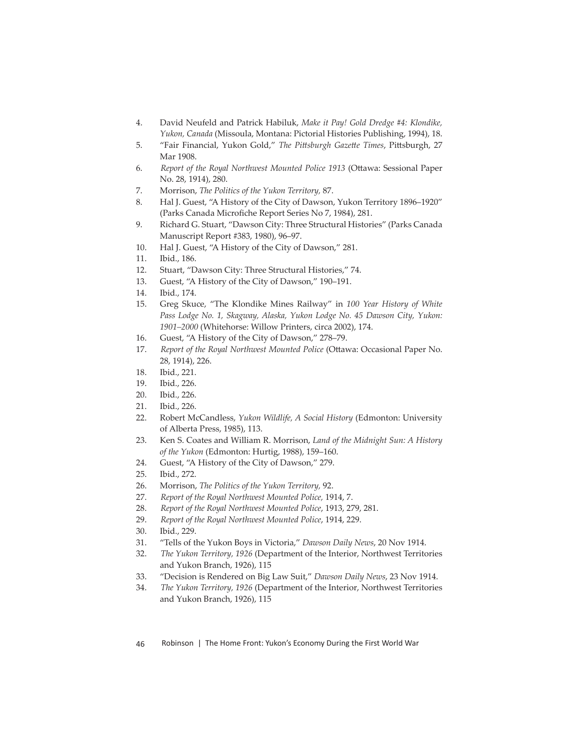4. David Neufeld and Patrick Habiluk, *Make it Pay! Gold Dredge #4: Klondike, Yukon, Canada* (Missoula, Montana: Pictorial Histories Publishing, 1994), 18.
5. "Fair Financial, Yukon Gold," *The Pittsburgh Gazette Times*, Pittsburgh, 27 Mar 1908.
6. *Report of the Royal Northwest Mounted Police 1913* (Ottawa: Sessional Paper No. 28, 1914), 280.
7. Morrison, *The Politics of the Yukon Territory,* 87.
8. Hal J. Guest, "A History of the City of Dawson, Yukon Territory 1896–1920" (Parks Canada Microfiche Report Series No 7, 1984), 281.
9. Richard G. Stuart, "Dawson City: Three Structural Histories" (Parks Canada Manuscript Report #383, 1980), 96–97.
10. Hal J. Guest, "A History of the City of Dawson," 281.
11. Ibid., 186.
12. Stuart, "Dawson City: Three Structural Histories," 74.
13. Guest, "A History of the City of Dawson," 190–191.
14. Ibid., 174.
15. Greg Skuce, "The Klondike Mines Railway" in *100 Year History of White Pass Lodge No. 1, Skagway, Alaska, Yukon Lodge No. 45 Dawson City, Yukon: 1901–2000* (Whitehorse: Willow Printers, circa 2002), 174.
16. Guest, "A History of the City of Dawson," 278–79.
17. *Report of the Royal Northwest Mounted Police* (Ottawa: Occasional Paper No. 28, 1914), 226.
18. Ibid., 221.
19. Ibid., 226.
20. Ibid., 226.
21. Ibid., 226.
22. Robert McCandless, *Yukon Wildlife, A Social History* (Edmonton: University of Alberta Press, 1985), 113.
23. Ken S. Coates and William R. Morrison, *Land of the Midnight Sun: A History of the Yukon* (Edmonton: Hurtig, 1988), 159–160.
24. Guest, "A History of the City of Dawson," 279.
25. Ibid., 272.
26. Morrison, *The Politics of the Yukon Territory,* 92.
27. *Report of the Royal Northwest Mounted Police,* 1914, 7.
28. *Report of the Royal Northwest Mounted Police*, 1913, 279, 281.
29. *Report of the Royal Northwest Mounted Police*, 1914, 229.
30. Ibid., 229.
31. "Tells of the Yukon Boys in Victoria," *Dawson Daily News*, 20 Nov 1914.
32. *The Yukon Territory, 1926* (Department of the Interior, Northwest Territories and Yukon Branch, 1926), 115
33. "Decision is Rendered on Big Law Suit," *Dawson Daily News*, 23 Nov 1914.
34. *The Yukon Territory, 1926* (Department of the Interior, Northwest Territories and Yukon Branch, 1926), 115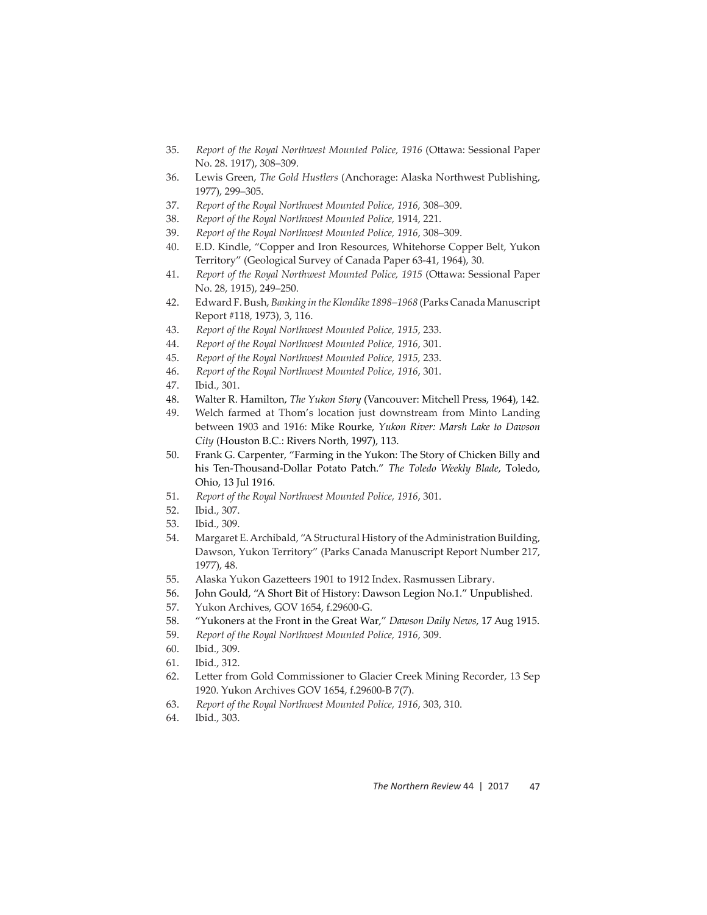35. *Report of the Royal Northwest Mounted Police, 1916* (Ottawa: Sessional Paper No. 28. 1917), 308–309.
36. Lewis Green, *The Gold Hustlers* (Anchorage: Alaska Northwest Publishing, 1977), 299–305.
37. *Report of the Royal Northwest Mounted Police, 1916,* 308–309.
38. *Report of the Royal Northwest Mounted Police,* 1914, 221.
39. *Report of the Royal Northwest Mounted Police, 1916*, 308–309.
40. E.D. Kindle, "Copper and Iron Resources, Whitehorse Copper Belt, Yukon Territory" (Geological Survey of Canada Paper 63-41, 1964), 30.
41. *Report of the Royal Northwest Mounted Police, 1915* (Ottawa: Sessional Paper No. 28, 1915), 249–250.
42. Edward F. Bush, *Banking in the Klondike 1898–1968* (Parks Canada Manuscript Report #118, 1973), 3, 116.
43. *Report of the Royal Northwest Mounted Police, 1915*, 233.
44. *Report of the Royal Northwest Mounted Police, 1916*, 301.
45. *Report of the Royal Northwest Mounted Police, 1915,* 233.
46. *Report of the Royal Northwest Mounted Police, 1916*, 301.
47. Ibid., 301.
48. Walter R. Hamilton, *The Yukon Story* (Vancouver: Mitchell Press, 1964), 142.
49. Welch farmed at Thom's location just downstream from Minto Landing between 1903 and 1916: Mike Rourke, *Yukon River: Marsh Lake to Dawson City* (Houston B.C.: Rivers North, 1997), 113.
50. Frank G. Carpenter, "Farming in the Yukon: The Story of Chicken Billy and his Ten-Thousand-Dollar Potato Patch." *The Toledo Weekly Blade*, Toledo, Ohio, 13 Jul 1916.
51. *Report of the Royal Northwest Mounted Police, 1916*, 301.
52. Ibid., 307.
53. Ibid., 309.
54. Margaret E. Archibald, "A Structural History of the Administration Building, Dawson, Yukon Territory" (Parks Canada Manuscript Report Number 217, 1977), 48.
55. Alaska Yukon Gazetteers 1901 to 1912 Index. Rasmussen Library.
56. John Gould, "A Short Bit of History: Dawson Legion No.1." Unpublished.
57. Yukon Archives, GOV 1654, f.29600-G.
58. "Yukoners at the Front in the Great War," *Dawson Daily News*, 17 Aug 1915.
59. *Report of the Royal Northwest Mounted Police, 1916*, 309.
60. Ibid., 309.
61. Ibid., 312.
62. Letter from Gold Commissioner to Glacier Creek Mining Recorder, 13 Sep 1920. Yukon Archives GOV 1654, f.29600-B 7(7).
63. *Report of the Royal Northwest Mounted Police, 1916*, 303, 310.
64. Ibid., 303.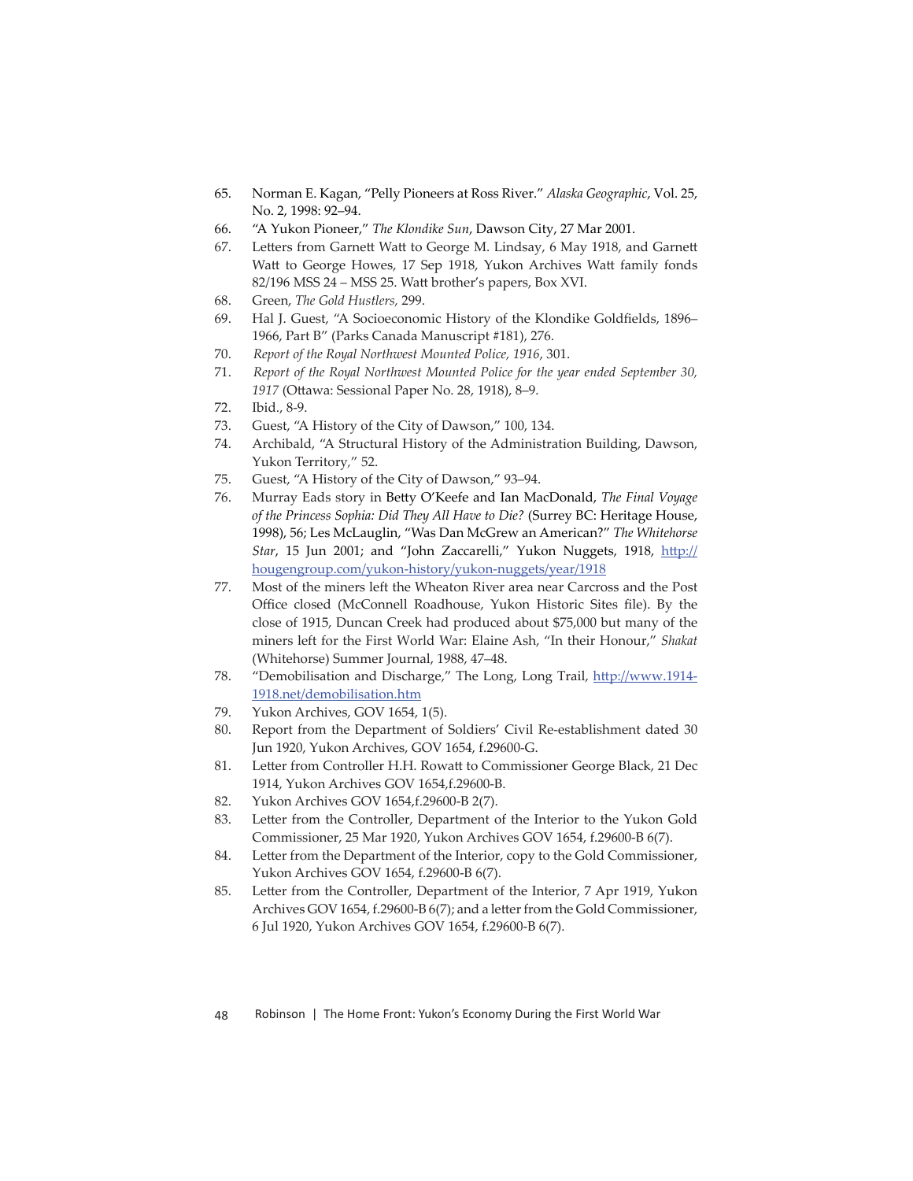65. Norman E. Kagan, "Pelly Pioneers at Ross River." *Alaska Geographic*, Vol. 25, No. 2, 1998: 92–94.
66. "A Yukon Pioneer," *The Klondike Sun*, Dawson City, 27 Mar 2001.
67. Letters from Garnett Watt to George M. Lindsay, 6 May 1918, and Garnett Watt to George Howes, 17 Sep 1918, Yukon Archives Watt family fonds 82/196 MSS 24 – MSS 25. Watt brother's papers, Box XVI.
68. Green, *The Gold Hustlers,* 299.
69. Hal J. Guest, "A Socioeconomic History of the Klondike Goldfields, 1896–1966, Part B" (Parks Canada Manuscript #181), 276.
70. *Report of the Royal Northwest Mounted Police, 1916*, 301.
71. *Report of the Royal Northwest Mounted Police for the year ended September 30, 1917* (Ottawa: Sessional Paper No. 28, 1918), 8–9.
72. Ibid., 8-9.
73. Guest, "A History of the City of Dawson," 100, 134.
74. Archibald, "A Structural History of the Administration Building, Dawson, Yukon Territory," 52.
75. Guest, "A History of the City of Dawson," 93–94.
76. Murray Eads story in Betty O'Keefe and Ian MacDonald, *The Final Voyage of the Princess Sophia: Did They All Have to Die?* (Surrey BC: Heritage House, 1998), 56; Les McLauglin, "Was Dan McGrew an American?" *The Whitehorse Star*, 15 Jun 2001; and "John Zaccarelli," Yukon Nuggets, 1918, http://hougengroup.com/yukon-history/yukon-nuggets/year/1918
77. Most of the miners left the Wheaton River area near Carcross and the Post Office closed (McConnell Roadhouse, Yukon Historic Sites file). By the close of 1915, Duncan Creek had produced about $75,000 but many of the miners left for the First World War: Elaine Ash, "In their Honour," *Shakat* (Whitehorse) Summer Journal, 1988, 47–48.
78. "Demobilisation and Discharge," The Long, Long Trail, http://www.1914-1918.net/demobilisation.htm
79. Yukon Archives, GOV 1654, 1(5).
80. Report from the Department of Soldiers' Civil Re-establishment dated 30 Jun 1920, Yukon Archives, GOV 1654, f.29600-G.
81. Letter from Controller H.H. Rowatt to Commissioner George Black, 21 Dec 1914, Yukon Archives GOV 1654,f.29600-B.
82. Yukon Archives GOV 1654,f.29600-B 2(7).
83. Letter from the Controller, Department of the Interior to the Yukon Gold Commissioner, 25 Mar 1920, Yukon Archives GOV 1654, f.29600-B 6(7).
84. Letter from the Department of the Interior, copy to the Gold Commissioner, Yukon Archives GOV 1654, f.29600-B 6(7).
85. Letter from the Controller, Department of the Interior, 7 Apr 1919, Yukon Archives GOV 1654, f.29600-B 6(7); and a letter from the Gold Commissioner, 6 Jul 1920, Yukon Archives GOV 1654, f.29600-B 6(7).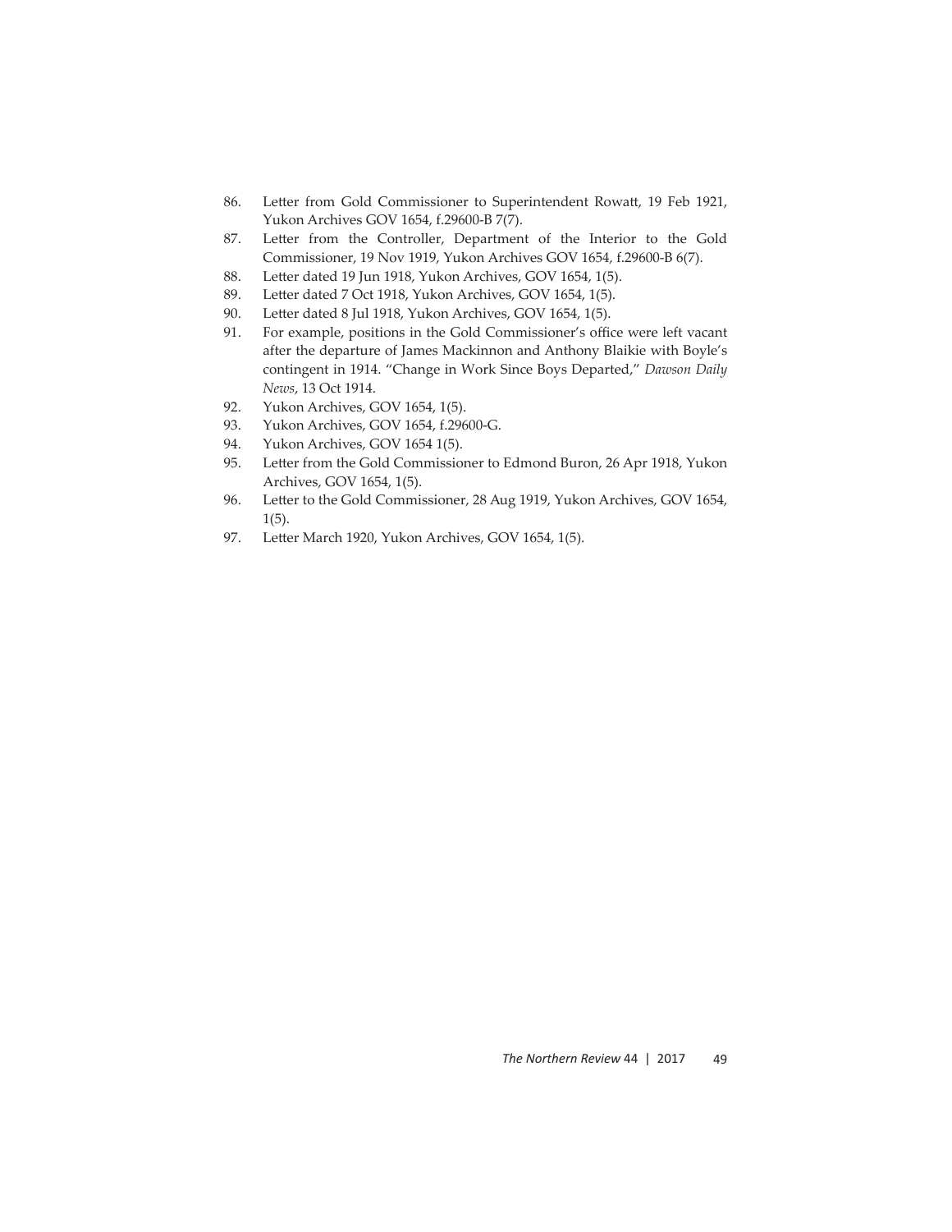86. Letter from Gold Commissioner to Superintendent Rowatt, 19 Feb 1921, Yukon Archives GOV 1654, f.29600-B 7(7).
87. Letter from the Controller, Department of the Interior to the Gold Commissioner, 19 Nov 1919, Yukon Archives GOV 1654, f.29600-B 6(7).
88. Letter dated 19 Jun 1918, Yukon Archives, GOV 1654, 1(5).
89. Letter dated 7 Oct 1918, Yukon Archives, GOV 1654, 1(5).
90. Letter dated 8 Jul 1918, Yukon Archives, GOV 1654, 1(5).
91. For example, positions in the Gold Commissioner's office were left vacant after the departure of James Mackinnon and Anthony Blaikie with Boyle's contingent in 1914. "Change in Work Since Boys Departed," *Dawson Daily News*, 13 Oct 1914.
92. Yukon Archives, GOV 1654, 1(5).
93. Yukon Archives, GOV 1654, f.29600-G.
94. Yukon Archives, GOV 1654 1(5).
95. Letter from the Gold Commissioner to Edmond Buron, 26 Apr 1918, Yukon Archives, GOV 1654, 1(5).
96. Letter to the Gold Commissioner, 28 Aug 1919, Yukon Archives, GOV 1654, 1(5).
97. Letter March 1920, Yukon Archives, GOV 1654, 1(5).